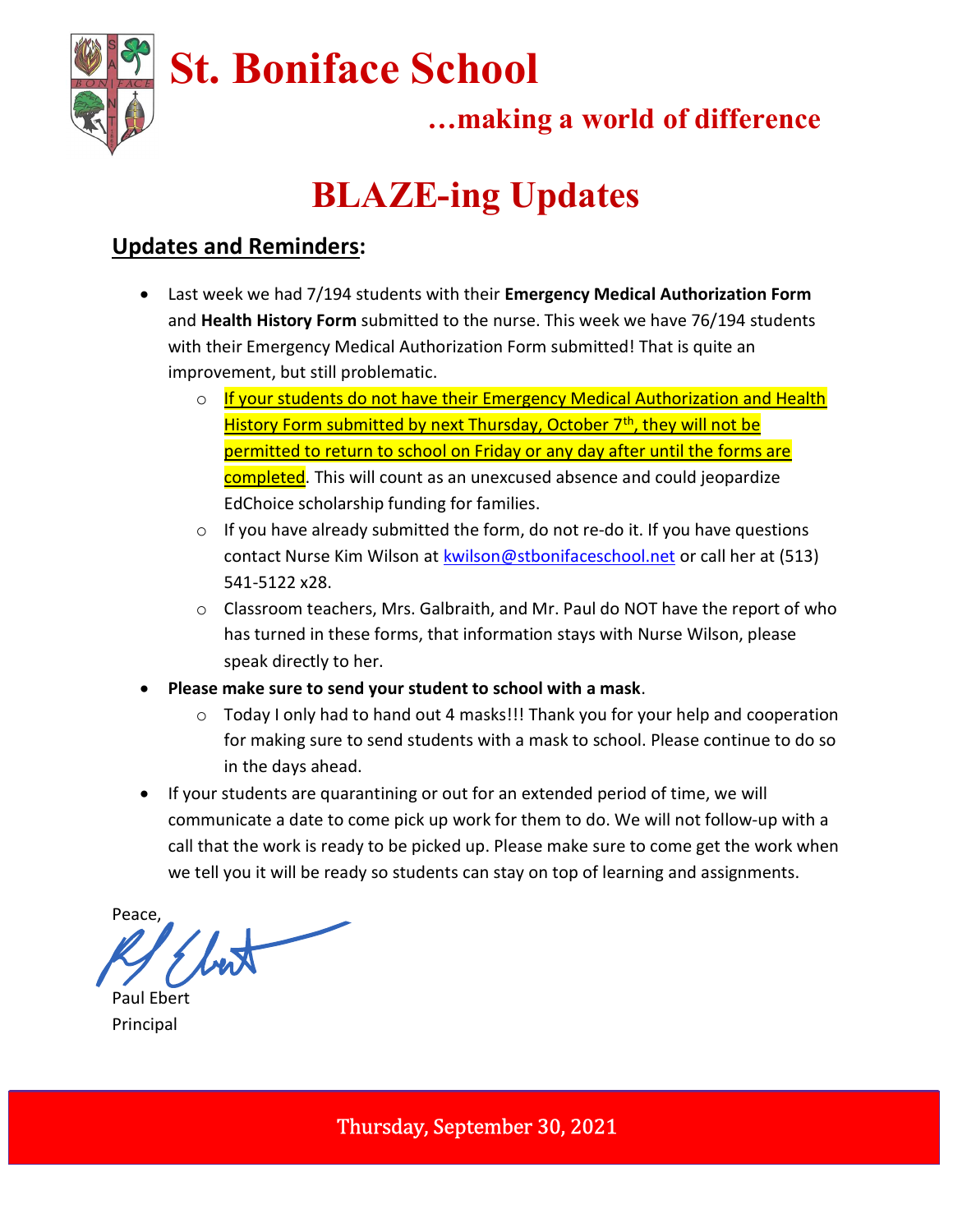# St. Boniface School

**…making a world of difference**

## BLAZE-ing Updates

### Updates and Reminders:

- Last week we had 7/194 students with their **Emergency Medical Authorization Form** and **Health History Form** submitted to the nurse. This week we have 76/194 students with their Emergency Medical Authorization Form submitted! That is quite an improvement, but still problematic.
  - If your students do not have their Emergency Medical Authorization and Health History Form submitted by next Thursday, October 7th, they will not be permitted to return to school on Friday or any day after until the forms are completed. This will count as an unexcused absence and could jeopardize EdChoice scholarship funding for families.
  - If you have already submitted the form, do not re-do it. If you have questions contact Nurse Kim Wilson at kwilson@stbonifaceschool.net or call her at (513) 541-5122 x28.
  - Classroom teachers, Mrs. Galbraith, and Mr. Paul do NOT have the report of who has turned in these forms, that information stays with Nurse Wilson, please speak directly to her.
- **Please make sure to send your student to school with a mask**.
  - Today I only had to hand out 4 masks!!! Thank you for your help and cooperation for making sure to send students with a mask to school. Please continue to do so in the days ahead.
- If your students are quarantining or out for an extended period of time, we will communicate a date to come pick up work for them to do. We will not follow-up with a call that the work is ready to be picked up. Please make sure to come get the work when we tell you it will be ready so students can stay on top of learning and assignments.

Peace,

Paul Ebert
Principal

Thursday, September 30, 2021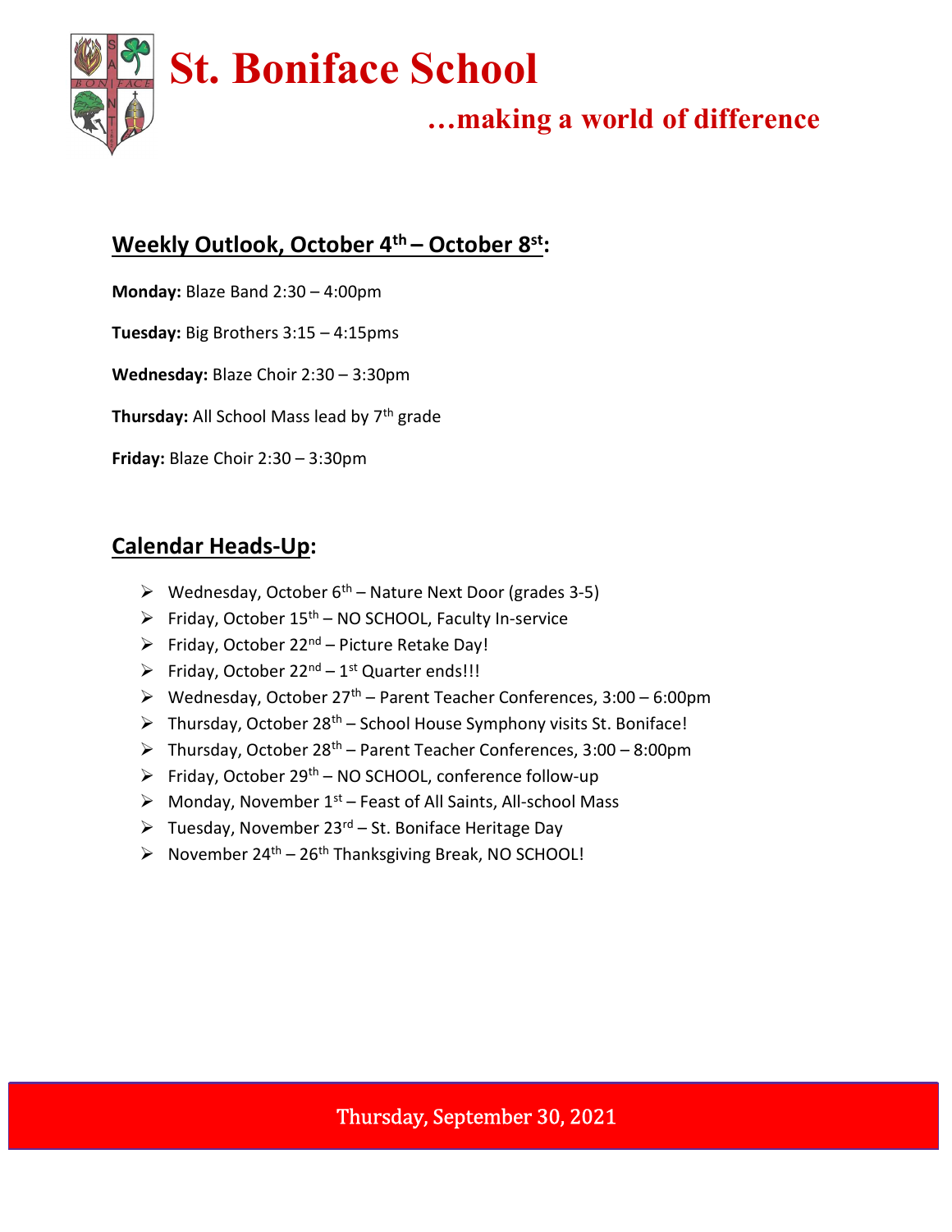# St. Boniface School

## …making a world of difference

## Weekly Outlook, October 4th – October 8st:

**Monday:** Blaze Band 2:30 – 4:00pm

**Tuesday:** Big Brothers 3:15 – 4:15pms

**Wednesday:** Blaze Choir 2:30 – 3:30pm

**Thursday:** All School Mass lead by 7th grade

**Friday:** Blaze Choir 2:30 – 3:30pm

## Calendar Heads-Up:

- Wednesday, October 6th – Nature Next Door (grades 3-5)
- Friday, October 15th – NO SCHOOL, Faculty In-service
- Friday, October 22nd – Picture Retake Day!
- Friday, October 22nd – 1st Quarter ends!!!
- Wednesday, October 27th – Parent Teacher Conferences, 3:00 – 6:00pm
- Thursday, October 28th – School House Symphony visits St. Boniface!
- Thursday, October 28th – Parent Teacher Conferences, 3:00 – 8:00pm
- Friday, October 29th – NO SCHOOL, conference follow-up
- Monday, November 1st – Feast of All Saints, All-school Mass
- Tuesday, November 23rd – St. Boniface Heritage Day
- November 24th – 26th Thanksgiving Break, NO SCHOOL!

Thursday, September 30, 2021